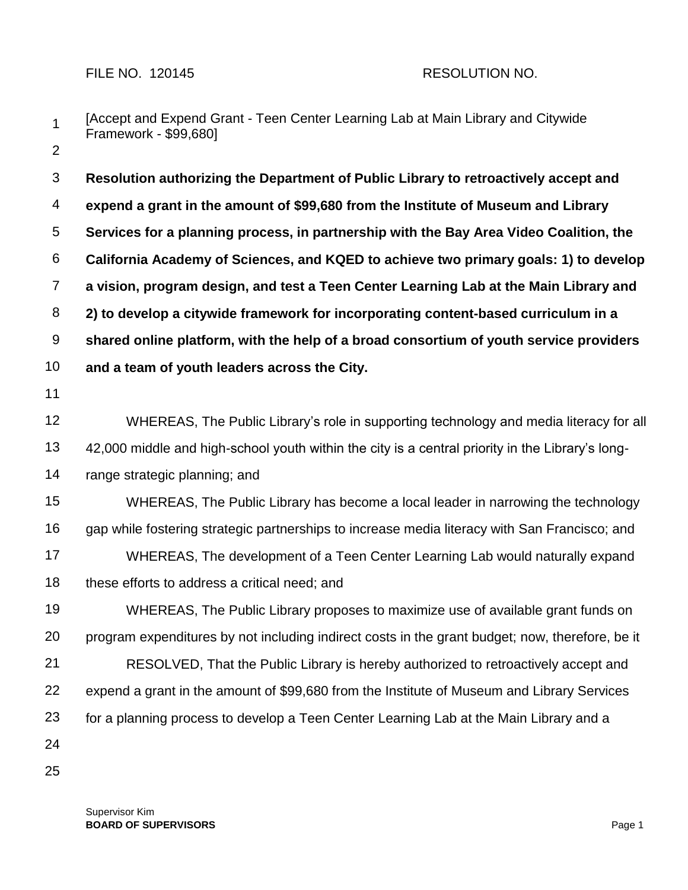FILE NO. 120145 RESOLUTION NO.

[Accept and Expend Grant - Teen Center Learning Lab at Main Library and Citywide Framework - $99,680]

**Resolution authorizing the Department of Public Library to retroactively accept and expend a grant in the amount of $99,680 from the Institute of Museum and Library Services for a planning process, in partnership with the Bay Area Video Coalition, the California Academy of Sciences, and KQED to achieve two primary goals: 1) to develop a vision, program design, and test a Teen Center Learning Lab at the Main Library and 2) to develop a citywide framework for incorporating content-based curriculum in a shared online platform, with the help of a broad consortium of youth service providers and a team of youth leaders across the City.**

WHEREAS, The Public Library's role in supporting technology and media literacy for all 42,000 middle and high-school youth within the city is a central priority in the Library's long-range strategic planning; and

WHEREAS, The Public Library has become a local leader in narrowing the technology gap while fostering strategic partnerships to increase media literacy with San Francisco; and

WHEREAS, The development of a Teen Center Learning Lab would naturally expand these efforts to address a critical need; and

WHEREAS, The Public Library proposes to maximize use of available grant funds on program expenditures by not including indirect costs in the grant budget; now, therefore, be it

RESOLVED, That the Public Library is hereby authorized to retroactively accept and expend a grant in the amount of $99,680 from the Institute of Museum and Library Services for a planning process to develop a Teen Center Learning Lab at the Main Library and a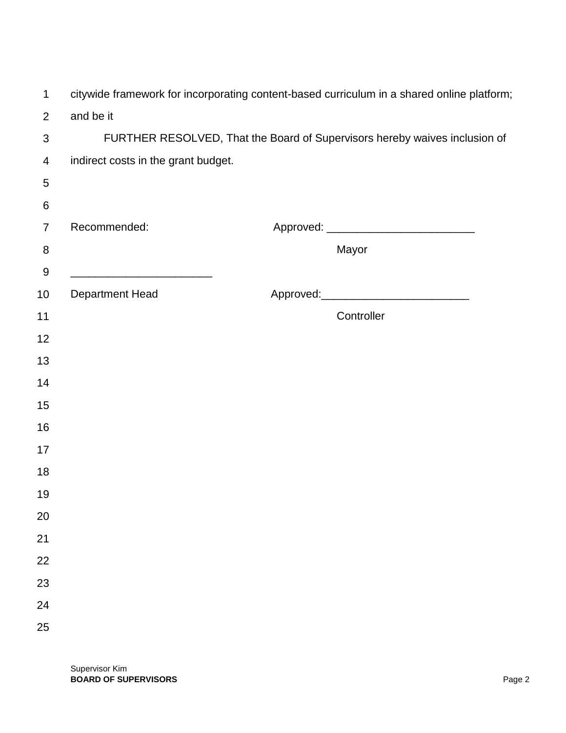citywide framework for incorporating content-based curriculum in a shared online platform; and be it

FURTHER RESOLVED, That the Board of Supervisors hereby waives inclusion of indirect costs in the grant budget.

| | |
|---|---|
| Recommended: | Approved: _______________________ |
| | Mayor |
| _______________________ | |
| Department Head | Approved:_______________________ |
| | Controller |

Supervisor Kim
**BOARD OF SUPERVISORS**